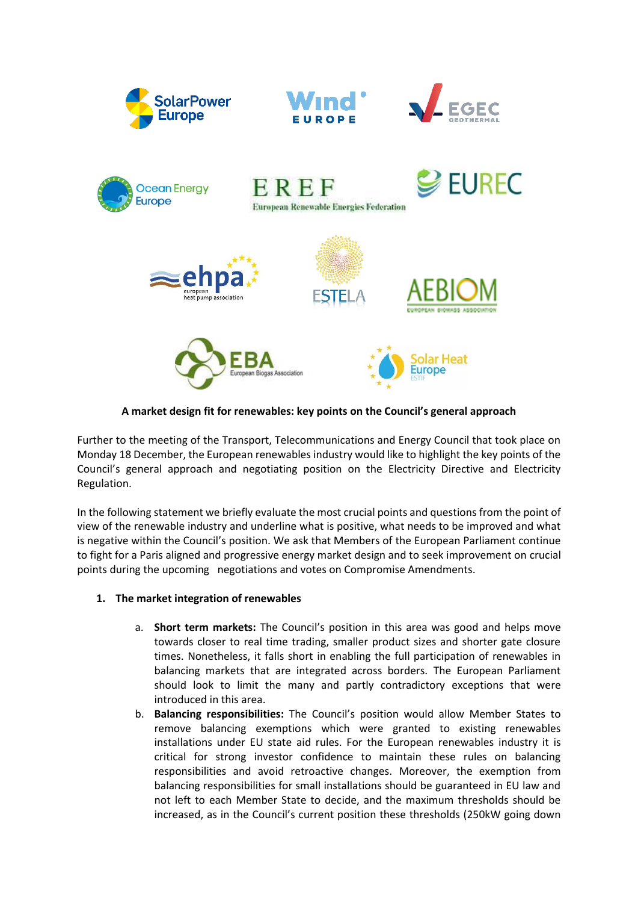**A market design fit for renewables: key points on the Council's general approach**

Further to the meeting of the Transport, Telecommunications and Energy Council that took place on Monday 18 December, the European renewables industry would like to highlight the key points of the Council's general approach and negotiating position on the Electricity Directive and Electricity Regulation.

In the following statement we briefly evaluate the most crucial points and questions from the point of view of the renewable industry and underline what is positive, what needs to be improved and what is negative within the Council's position. We ask that Members of the European Parliament continue to fight for a Paris aligned and progressive energy market design and to seek improvement on crucial points during the upcoming negotiations and votes on Compromise Amendments.

1. **The market integration of renewables**

    a. **Short term markets:** The Council's position in this area was good and helps move towards closer to real time trading, smaller product sizes and shorter gate closure times. Nonetheless, it falls short in enabling the full participation of renewables in balancing markets that are integrated across borders. The European Parliament should look to limit the many and partly contradictory exceptions that were introduced in this area.

    b. **Balancing responsibilities:** The Council's position would allow Member States to remove balancing exemptions which were granted to existing renewables installations under EU state aid rules. For the European renewables industry it is critical for strong investor confidence to maintain these rules on balancing responsibilities and avoid retroactive changes. Moreover, the exemption from balancing responsibilities for small installations should be guaranteed in EU law and not left to each Member State to decide, and the maximum thresholds should be increased, as in the Council's current position these thresholds (250kW going down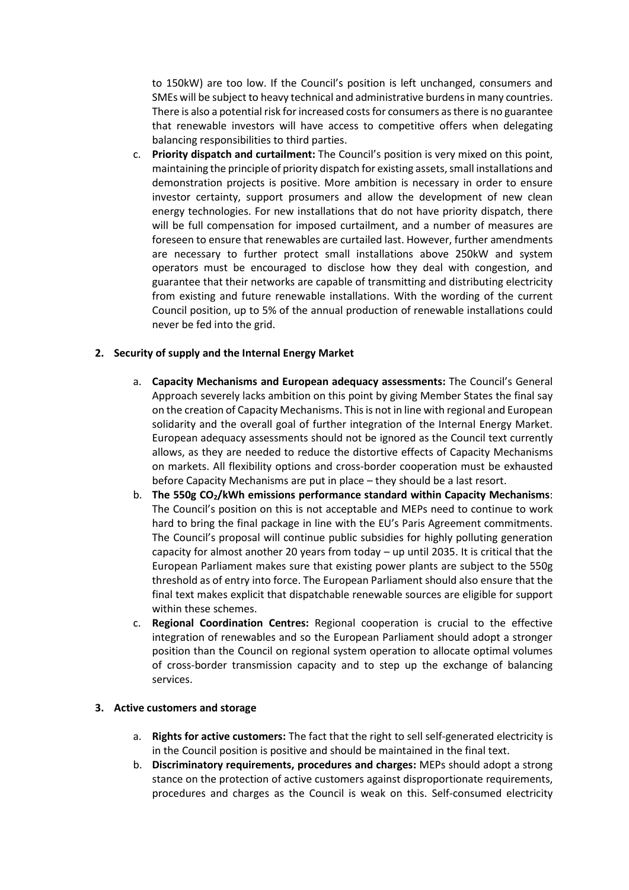to 150kW) are too low. If the Council's position is left unchanged, consumers and SMEs will be subject to heavy technical and administrative burdens in many countries. There is also a potential risk for increased costs for consumers as there is no guarantee that renewable investors will have access to competitive offers when delegating balancing responsibilities to third parties.

c. **Priority dispatch and curtailment:** The Council's position is very mixed on this point, maintaining the principle of priority dispatch for existing assets, small installations and demonstration projects is positive. More ambition is necessary in order to ensure investor certainty, support prosumers and allow the development of new clean energy technologies. For new installations that do not have priority dispatch, there will be full compensation for imposed curtailment, and a number of measures are foreseen to ensure that renewables are curtailed last. However, further amendments are necessary to further protect small installations above 250kW and system operators must be encouraged to disclose how they deal with congestion, and guarantee that their networks are capable of transmitting and distributing electricity from existing and future renewable installations. With the wording of the current Council position, up to 5% of the annual production of renewable installations could never be fed into the grid.

## 2. Security of supply and the Internal Energy Market

a. **Capacity Mechanisms and European adequacy assessments:** The Council's General Approach severely lacks ambition on this point by giving Member States the final say on the creation of Capacity Mechanisms. This is not in line with regional and European solidarity and the overall goal of further integration of the Internal Energy Market. European adequacy assessments should not be ignored as the Council text currently allows, as they are needed to reduce the distortive effects of Capacity Mechanisms on markets. All flexibility options and cross-border cooperation must be exhausted before Capacity Mechanisms are put in place – they should be a last resort.

b. **The 550g $CO_2$/kWh emissions performance standard within Capacity Mechanisms**: The Council's position on this is not acceptable and MEPs need to continue to work hard to bring the final package in line with the EU's Paris Agreement commitments. The Council's proposal will continue public subsidies for highly polluting generation capacity for almost another 20 years from today – up until 2035. It is critical that the European Parliament makes sure that existing power plants are subject to the 550g threshold as of entry into force. The European Parliament should also ensure that the final text makes explicit that dispatchable renewable sources are eligible for support within these schemes.

c. **Regional Coordination Centres:** Regional cooperation is crucial to the effective integration of renewables and so the European Parliament should adopt a stronger position than the Council on regional system operation to allocate optimal volumes of cross-border transmission capacity and to step up the exchange of balancing services.

## 3. Active customers and storage

a. **Rights for active customers:** The fact that the right to sell self-generated electricity is in the Council position is positive and should be maintained in the final text.

b. **Discriminatory requirements, procedures and charges:** MEPs should adopt a strong stance on the protection of active customers against disproportionate requirements, procedures and charges as the Council is weak on this. Self-consumed electricity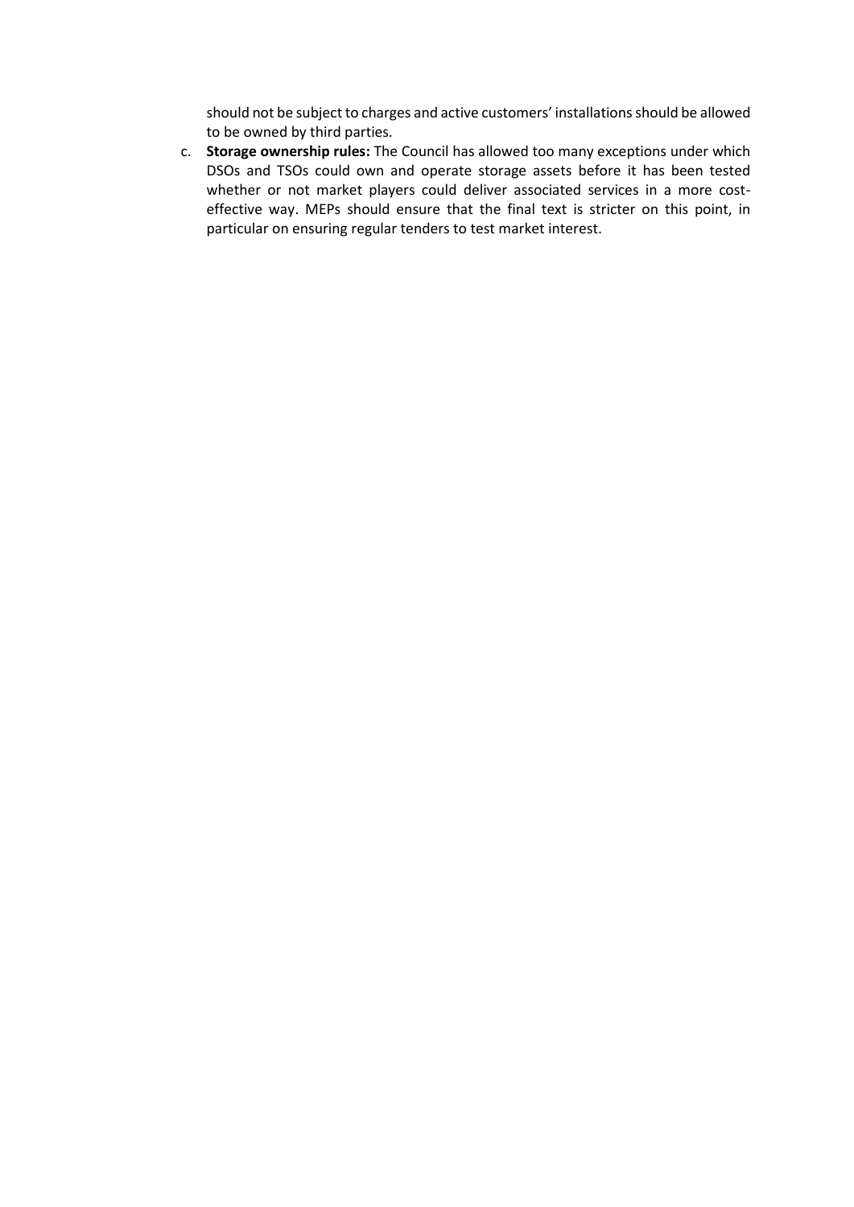should not be subject to charges and active customers' installations should be allowed to be owned by third parties.

c. **Storage ownership rules:** The Council has allowed too many exceptions under which DSOs and TSOs could own and operate storage assets before it has been tested whether or not market players could deliver associated services in a more cost-effective way. MEPs should ensure that the final text is stricter on this point, in particular on ensuring regular tenders to test market interest.